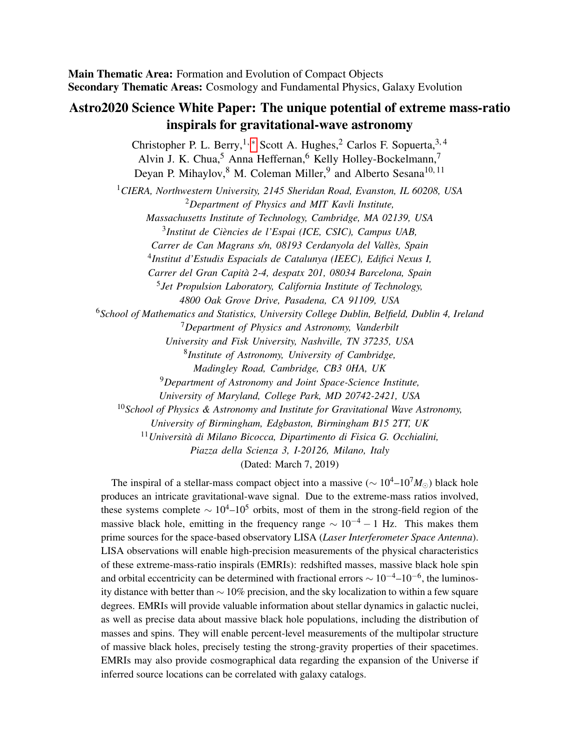**Main Thematic Area:** Formation and Evolution of Compact Objects
**Secondary Thematic Areas:** Cosmology and Fundamental Physics, Galaxy Evolution

# Astro2020 Science White Paper: The unique potential of extreme mass-ratio inspirals for gravitational-wave astronomy

Christopher P. L. Berry,[1,*] Scott A. Hughes,[2] Carlos F. Sopuerta,[3,4] Alvin J. K. Chua,[5] Anna Heffernan,[6] Kelly Holley-Bockelmann,[7] Deyan P. Mihaylov,[8] M. Coleman Miller,[9] and Alberto Sesana[10,11]

[1]*CIERA, Northwestern University, 2145 Sheridan Road, Evanston, IL 60208, USA*
[2]*Department of Physics and MIT Kavli Institute, Massachusetts Institute of Technology, Cambridge, MA 02139, USA*
[3]*Institut de Ciències de l'Espai (ICE, CSIC), Campus UAB, Carrer de Can Magrans s/n, 08193 Cerdanyola del Vallès, Spain*
[4]*Institut d'Estudis Espacials de Catalunya (IEEC), Edifici Nexus I, Carrer del Gran Capità 2-4, despatx 201, 08034 Barcelona, Spain*
[5]*Jet Propulsion Laboratory, California Institute of Technology, 4800 Oak Grove Drive, Pasadena, CA 91109, USA*
[6]*School of Mathematics and Statistics, University College Dublin, Belfield, Dublin 4, Ireland*
[7]*Department of Physics and Astronomy, Vanderbilt University and Fisk University, Nashville, TN 37235, USA*
[8]*Institute of Astronomy, University of Cambridge, Madingley Road, Cambridge, CB3 0HA, UK*
[9]*Department of Astronomy and Joint Space-Science Institute, University of Maryland, College Park, MD 20742-2421, USA*
[10]*School of Physics & Astronomy and Institute for Gravitational Wave Astronomy, University of Birmingham, Edgbaston, Birmingham B15 2TT, UK*
[11]*Università di Milano Bicocca, Dipartimento di Fisica G. Occhialini, Piazza della Scienza 3, I-20126, Milano, Italy*

(Dated: March 7, 2019)

The inspiral of a stellar-mass compact object into a massive ($\sim 10^4$–$10^7 M_\odot$) black hole produces an intricate gravitational-wave signal. Due to the extreme-mass ratios involved, these systems complete $\sim 10^4$–$10^5$ orbits, most of them in the strong-field region of the massive black hole, emitting in the frequency range $\sim 10^{-4} - 1$ Hz. This makes them prime sources for the space-based observatory LISA (*Laser Interferometer Space Antenna*). LISA observations will enable high-precision measurements of the physical characteristics of these extreme-mass-ratio inspirals (EMRIs): redshifted masses, massive black hole spin and orbital eccentricity can be determined with fractional errors $\sim 10^{-4}$–$10^{-6}$, the luminosity distance with better than $\sim 10\%$ precision, and the sky localization to within a few square degrees. EMRIs will provide valuable information about stellar dynamics in galactic nuclei, as well as precise data about massive black hole populations, including the distribution of masses and spins. They will enable percent-level measurements of the multipolar structure of massive black holes, precisely testing the strong-gravity properties of their spacetimes. EMRIs may also provide cosmographical data regarding the expansion of the Universe if inferred source locations can be correlated with galaxy catalogs.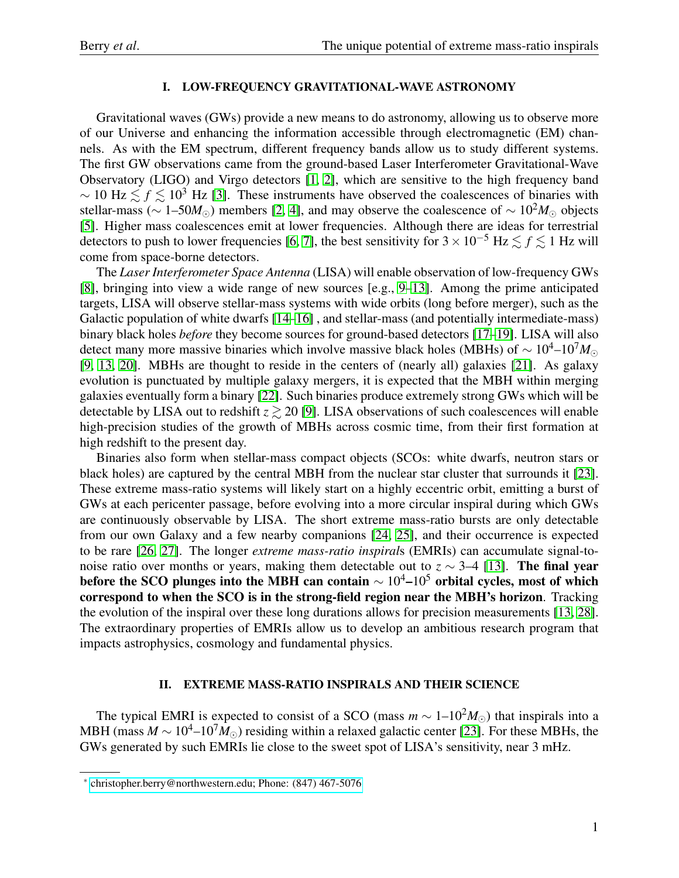## I. LOW-FREQUENCY GRAVITATIONAL-WAVE ASTRONOMY

Gravitational waves (GWs) provide a new means to do astronomy, allowing us to observe more of our Universe and enhancing the information accessible through electromagnetic (EM) channels. As with the EM spectrum, different frequency bands allow us to study different systems. The first GW observations came from the ground-based Laser Interferometer Gravitational-Wave Observatory (LIGO) and Virgo detectors [1, 2], which are sensitive to the high frequency band $\sim 10$ Hz $\lesssim f \lesssim 10^3$ Hz [3]. These instruments have observed the coalescences of binaries with stellar-mass ($\sim 1$–$50 M_\odot$) members [2, 4], and may observe the coalescence of $\sim 10^2 M_\odot$ objects [5]. Higher mass coalescences emit at lower frequencies. Although there are ideas for terrestrial detectors to push to lower frequencies [6, 7], the best sensitivity for $3 \times 10^{-5}$ Hz $\lesssim f \lesssim 1$ Hz will come from space-borne detectors.

The *Laser Interferometer Space Antenna* (LISA) will enable observation of low-frequency GWs [8], bringing into view a wide range of new sources [e.g., 9–13]. Among the prime anticipated targets, LISA will observe stellar-mass systems with wide orbits (long before merger), such as the Galactic population of white dwarfs [14–16] , and stellar-mass (and potentially intermediate-mass) binary black holes *before* they become sources for ground-based detectors [17–19]. LISA will also detect many more massive binaries which involve massive black holes (MBHs) of $\sim 10^4$–$10^7 M_\odot$ [9, 13, 20]. MBHs are thought to reside in the centers of (nearly all) galaxies [21]. As galaxy evolution is punctuated by multiple galaxy mergers, it is expected that the MBH within merging galaxies eventually form a binary [22]. Such binaries produce extremely strong GWs which will be detectable by LISA out to redshift $z \gtrsim 20$ [9]. LISA observations of such coalescences will enable high-precision studies of the growth of MBHs across cosmic time, from their first formation at high redshift to the present day.

Binaries also form when stellar-mass compact objects (SCOs: white dwarfs, neutron stars or black holes) are captured by the central MBH from the nuclear star cluster that surrounds it [23]. These extreme mass-ratio systems will likely start on a highly eccentric orbit, emitting a burst of GWs at each pericenter passage, before evolving into a more circular inspiral during which GWs are continuously observable by LISA. The short extreme mass-ratio bursts are only detectable from our own Galaxy and a few nearby companions [24, 25], and their occurrence is expected to be rare [26, 27]. The longer *extreme mass-ratio inspirals* (EMRIs) can accumulate signal-to-noise ratio over months or years, making them detectable out to $z \sim 3$–$4$ [13]. **The final year before the SCO plunges into the MBH can contain $\sim 10^4$–$10^5$ orbital cycles, most of which correspond to when the SCO is in the strong-field region near the MBH's horizon**. Tracking the evolution of the inspiral over these long durations allows for precision measurements [13, 28]. The extraordinary properties of EMRIs allow us to develop an ambitious research program that impacts astrophysics, cosmology and fundamental physics.

## II. EXTREME MASS-RATIO INSPIRALS AND THEIR SCIENCE

The typical EMRI is expected to consist of a SCO (mass $m \sim 1$–$10^2 M_\odot$) that inspirals into a MBH (mass $M \sim 10^4$–$10^7 M_\odot$) residing within a relaxed galactic center [23]. For these MBHs, the GWs generated by such EMRIs lie close to the sweet spot of LISA's sensitivity, near 3 mHz.

---

* christopher.berry@northwestern.edu; Phone: (847) 467-5076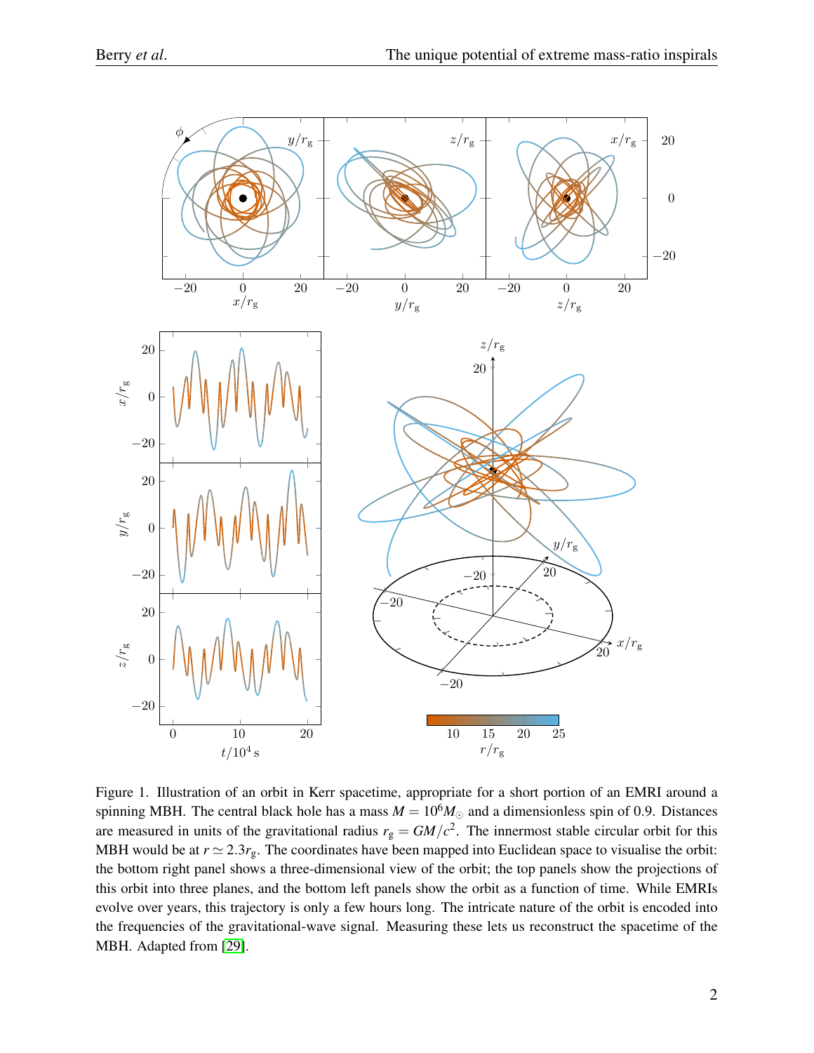Figure 1. Illustration of an orbit in Kerr spacetime, appropriate for a short portion of an EMRI around a spinning MBH. The central black hole has a mass $M = 10^6 M_\odot$ and a dimensionless spin of 0.9. Distances are measured in units of the gravitational radius $r_\mathrm{g} = GM/c^2$. The innermost stable circular orbit for this MBH would be at $r \simeq 2.3 r_\mathrm{g}$. The coordinates have been mapped into Euclidean space to visualise the orbit: the bottom right panel shows a three-dimensional view of the orbit; the top panels show the projections of this orbit into three planes, and the bottom left panels show the orbit as a function of time. While EMRIs evolve over years, this trajectory is only a few hours long. The intricate nature of the orbit is encoded into the frequencies of the gravitational-wave signal. Measuring these lets us reconstruct the spacetime of the MBH. Adapted from [29].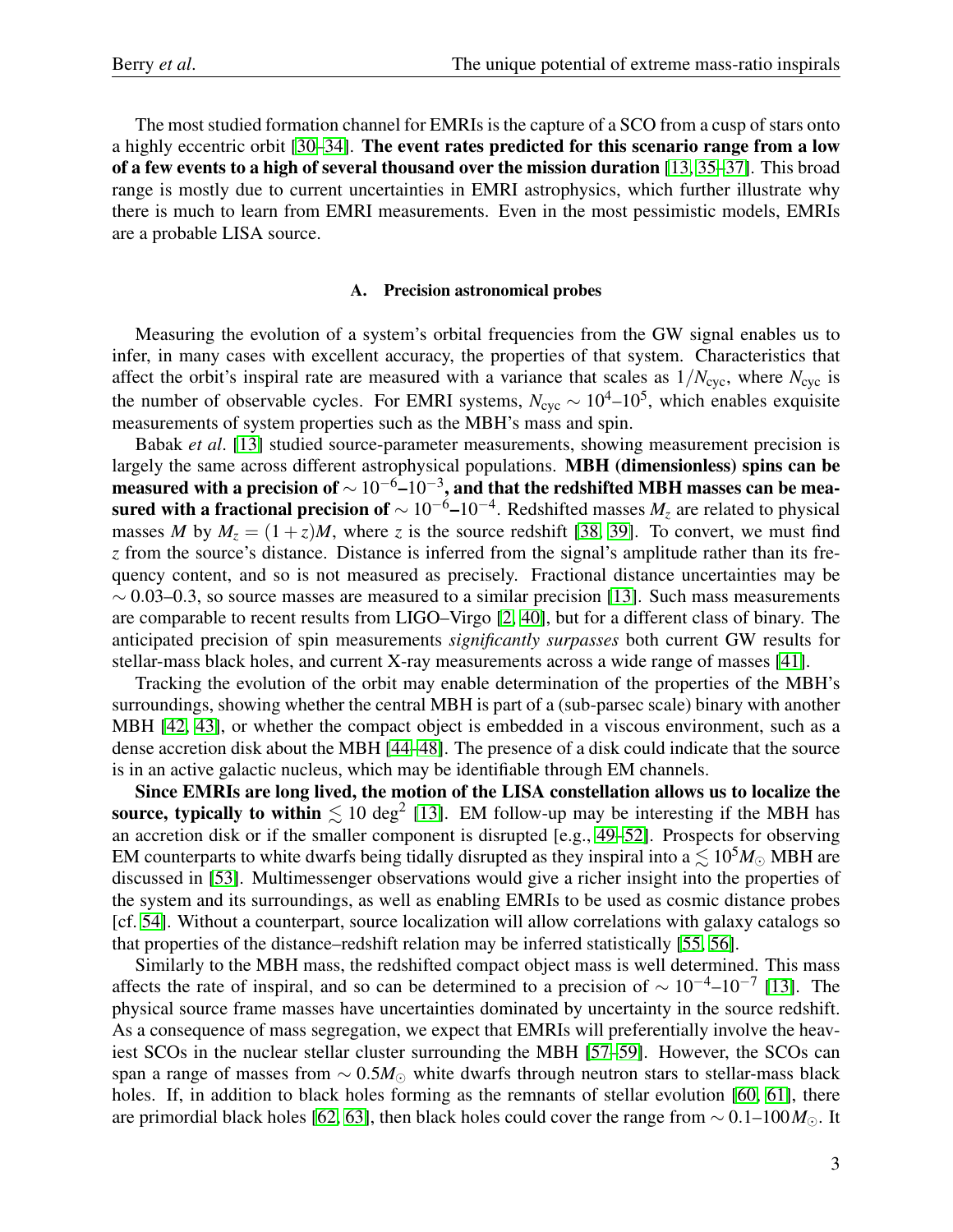The most studied formation channel for EMRIs is the capture of a SCO from a cusp of stars onto a highly eccentric orbit [30–34]. **The event rates predicted for this scenario range from a low of a few events to a high of several thousand over the mission duration** [13, 35–37]. This broad range is mostly due to current uncertainties in EMRI astrophysics, which further illustrate why there is much to learn from EMRI measurements. Even in the most pessimistic models, EMRIs are a probable LISA source.

### A. Precision astronomical probes

Measuring the evolution of a system's orbital frequencies from the GW signal enables us to infer, in many cases with excellent accuracy, the properties of that system. Characteristics that affect the orbit's inspiral rate are measured with a variance that scales as $1/N_{\mathrm{cyc}}$, where $N_{\mathrm{cyc}}$ is the number of observable cycles. For EMRI systems, $N_{\mathrm{cyc}} \sim 10^4$–$10^5$, which enables exquisite measurements of system properties such as the MBH's mass and spin.

Babak *et al*. [13] studied source-parameter measurements, showing measurement precision is largely the same across different astrophysical populations. **MBH (dimensionless) spins can be measured with a precision of $\sim 10^{-6}$–$10^{-3}$, and that the redshifted MBH masses can be measured with a fractional precision of $\sim 10^{-6}$–$10^{-4}$.** Redshifted masses $M_z$ are related to physical masses $M$ by $M_z = (1+z)M$, where $z$ is the source redshift [38, 39]. To convert, we must find $z$ from the source's distance. Distance is inferred from the signal's amplitude rather than its frequency content, and so is not measured as precisely. Fractional distance uncertainties may be $\sim 0.03$–$0.3$, so source masses are measured to a similar precision [13]. Such mass measurements are comparable to recent results from LIGO–Virgo [2, 40], but for a different class of binary. The anticipated precision of spin measurements *significantly surpasses* both current GW results for stellar-mass black holes, and current X-ray measurements across a wide range of masses [41].

Tracking the evolution of the orbit may enable determination of the properties of the MBH's surroundings, showing whether the central MBH is part of a (sub-parsec scale) binary with another MBH [42, 43], or whether the compact object is embedded in a viscous environment, such as a dense accretion disk about the MBH [44–48]. The presence of a disk could indicate that the source is in an active galactic nucleus, which may be identifiable through EM channels.

**Since EMRIs are long lived, the motion of the LISA constellation allows us to localize the source, typically to within $\lesssim 10\ \mathrm{deg}^2$** [13]. EM follow-up may be interesting if the MBH has an accretion disk or if the smaller component is disrupted [e.g., 49–52]. Prospects for observing EM counterparts to white dwarfs being tidally disrupted as they inspiral into a $\lesssim 10^5 M_\odot$ MBH are discussed in [53]. Multimessenger observations would give a richer insight into the properties of the system and its surroundings, as well as enabling EMRIs to be used as cosmic distance probes [cf. 54]. Without a counterpart, source localization will allow correlations with galaxy catalogs so that properties of the distance–redshift relation may be inferred statistically [55, 56].

Similarly to the MBH mass, the redshifted compact object mass is well determined. This mass affects the rate of inspiral, and so can be determined to a precision of $\sim 10^{-4}$–$10^{-7}$ [13]. The physical source frame masses have uncertainties dominated by uncertainty in the source redshift. As a consequence of mass segregation, we expect that EMRIs will preferentially involve the heaviest SCOs in the nuclear stellar cluster surrounding the MBH [57–59]. However, the SCOs can span a range of masses from $\sim 0.5 M_\odot$ white dwarfs through neutron stars to stellar-mass black holes. If, in addition to black holes forming as the remnants of stellar evolution [60, 61], there are primordial black holes [62, 63], then black holes could cover the range from $\sim 0.1$–$100 M_\odot$. It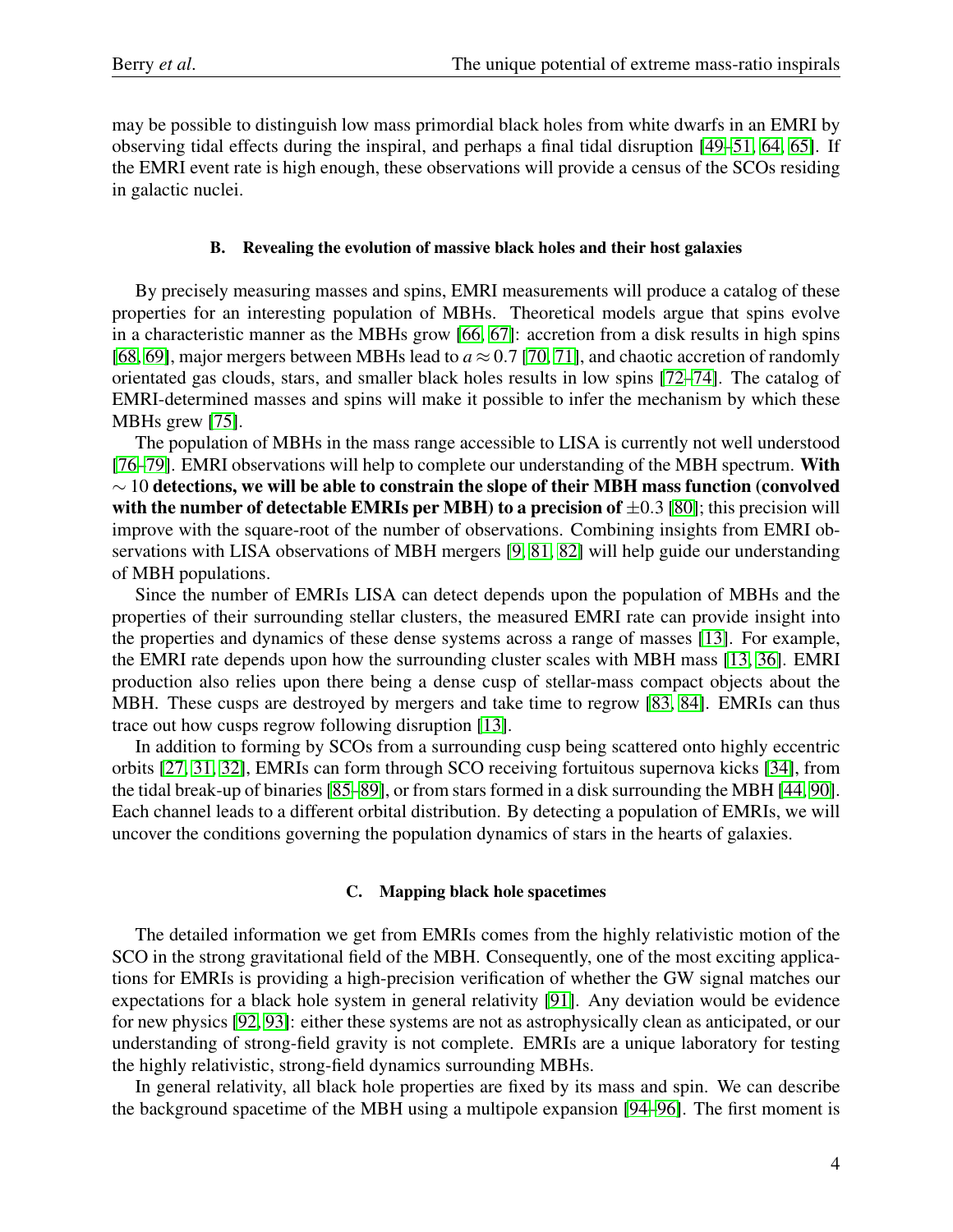may be possible to distinguish low mass primordial black holes from white dwarfs in an EMRI by observing tidal effects during the inspiral, and perhaps a final tidal disruption [49–51, 64, 65]. If the EMRI event rate is high enough, these observations will provide a census of the SCOs residing in galactic nuclei.

### B. Revealing the evolution of massive black holes and their host galaxies

By precisely measuring masses and spins, EMRI measurements will produce a catalog of these properties for an interesting population of MBHs. Theoretical models argue that spins evolve in a characteristic manner as the MBHs grow [66, 67]: accretion from a disk results in high spins [68, 69], major mergers between MBHs lead to $a \approx 0.7$ [70, 71], and chaotic accretion of randomly orientated gas clouds, stars, and smaller black holes results in low spins [72–74]. The catalog of EMRI-determined masses and spins will make it possible to infer the mechanism by which these MBHs grew [75].

The population of MBHs in the mass range accessible to LISA is currently not well understood [76–79]. EMRI observations will help to complete our understanding of the MBH spectrum. **With $\sim 10$ detections, we will be able to constrain the slope of their MBH mass function (convolved with the number of detectable EMRIs per MBH) to a precision of $\pm 0.3$** [80]; this precision will improve with the square-root of the number of observations. Combining insights from EMRI observations with LISA observations of MBH mergers [9, 81, 82] will help guide our understanding of MBH populations.

Since the number of EMRIs LISA can detect depends upon the population of MBHs and the properties of their surrounding stellar clusters, the measured EMRI rate can provide insight into the properties and dynamics of these dense systems across a range of masses [13]. For example, the EMRI rate depends upon how the surrounding cluster scales with MBH mass [13, 36]. EMRI production also relies upon there being a dense cusp of stellar-mass compact objects about the MBH. These cusps are destroyed by mergers and take time to regrow [83, 84]. EMRIs can thus trace out how cusps regrow following disruption [13].

In addition to forming by SCOs from a surrounding cusp being scattered onto highly eccentric orbits [27, 31, 32], EMRIs can form through SCO receiving fortuitous supernova kicks [34], from the tidal break-up of binaries [85–89], or from stars formed in a disk surrounding the MBH [44, 90]. Each channel leads to a different orbital distribution. By detecting a population of EMRIs, we will uncover the conditions governing the population dynamics of stars in the hearts of galaxies.

### C. Mapping black hole spacetimes

The detailed information we get from EMRIs comes from the highly relativistic motion of the SCO in the strong gravitational field of the MBH. Consequently, one of the most exciting applications for EMRIs is providing a high-precision verification of whether the GW signal matches our expectations for a black hole system in general relativity [91]. Any deviation would be evidence for new physics [92, 93]: either these systems are not as astrophysically clean as anticipated, or our understanding of strong-field gravity is not complete. EMRIs are a unique laboratory for testing the highly relativistic, strong-field dynamics surrounding MBHs.

In general relativity, all black hole properties are fixed by its mass and spin. We can describe the background spacetime of the MBH using a multipole expansion [94–96]. The first moment is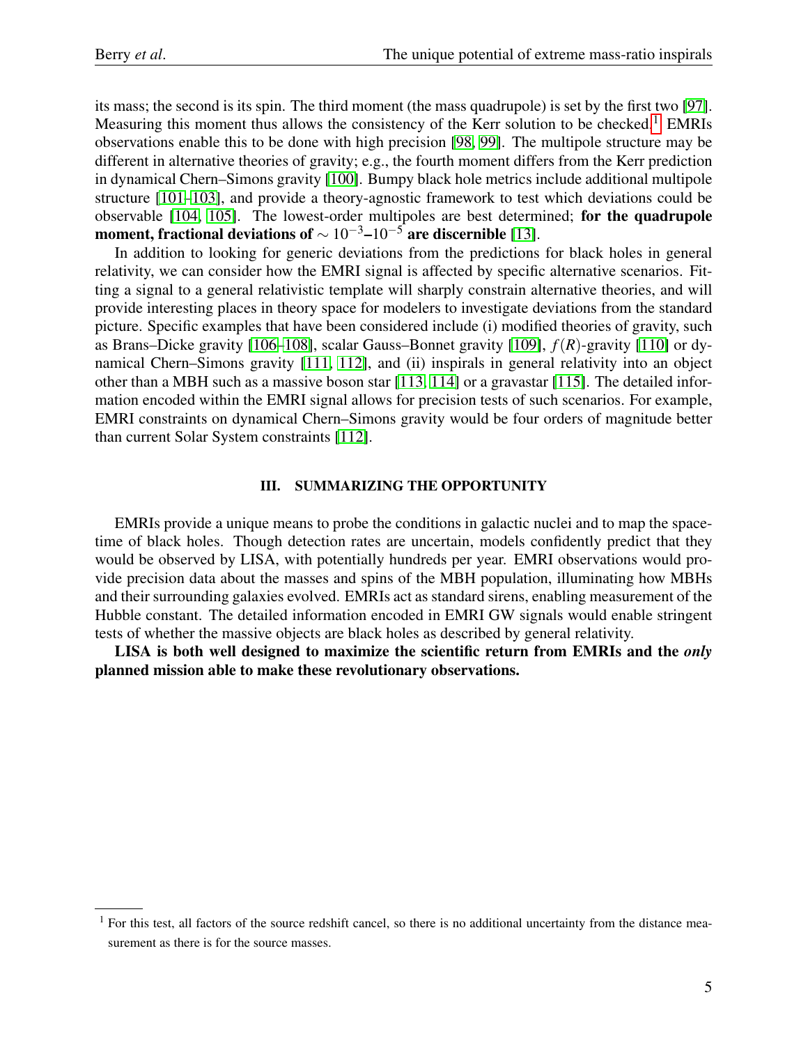its mass; the second is its spin. The third moment (the mass quadrupole) is set by the first two [97]. Measuring this moment thus allows the consistency of the Kerr solution to be checked.[1] EMRIs observations enable this to be done with high precision [98, 99]. The multipole structure may be different in alternative theories of gravity; e.g., the fourth moment differs from the Kerr prediction in dynamical Chern–Simons gravity [100]. Bumpy black hole metrics include additional multipole structure [101–103], and provide a theory-agnostic framework to test which deviations could be observable [104, 105]. The lowest-order multipoles are best determined; **for the quadrupole moment, fractional deviations of $\sim 10^{-3}$–$10^{-5}$ are discernible** [13].

In addition to looking for generic deviations from the predictions for black holes in general relativity, we can consider how the EMRI signal is affected by specific alternative scenarios. Fitting a signal to a general relativistic template will sharply constrain alternative theories, and will provide interesting places in theory space for modelers to investigate deviations from the standard picture. Specific examples that have been considered include (i) modified theories of gravity, such as Brans–Dicke gravity [106–108], scalar Gauss–Bonnet gravity [109], $f(R)$-gravity [110] or dynamical Chern–Simons gravity [111, 112], and (ii) inspirals in general relativity into an object other than a MBH such as a massive boson star [113, 114] or a gravastar [115]. The detailed information encoded within the EMRI signal allows for precision tests of such scenarios. For example, EMRI constraints on dynamical Chern–Simons gravity would be four orders of magnitude better than current Solar System constraints [112].

## III. SUMMARIZING THE OPPORTUNITY

EMRIs provide a unique means to probe the conditions in galactic nuclei and to map the spacetime of black holes. Though detection rates are uncertain, models confidently predict that they would be observed by LISA, with potentially hundreds per year. EMRI observations would provide precision data about the masses and spins of the MBH population, illuminating how MBHs and their surrounding galaxies evolved. EMRIs act as standard sirens, enabling measurement of the Hubble constant. The detailed information encoded in EMRI GW signals would enable stringent tests of whether the massive objects are black holes as described by general relativity.

**LISA is both well designed to maximize the scientific return from EMRIs and the *only* planned mission able to make these revolutionary observations.**

[1] For this test, all factors of the source redshift cancel, so there is no additional uncertainty from the distance measurement as there is for the source masses.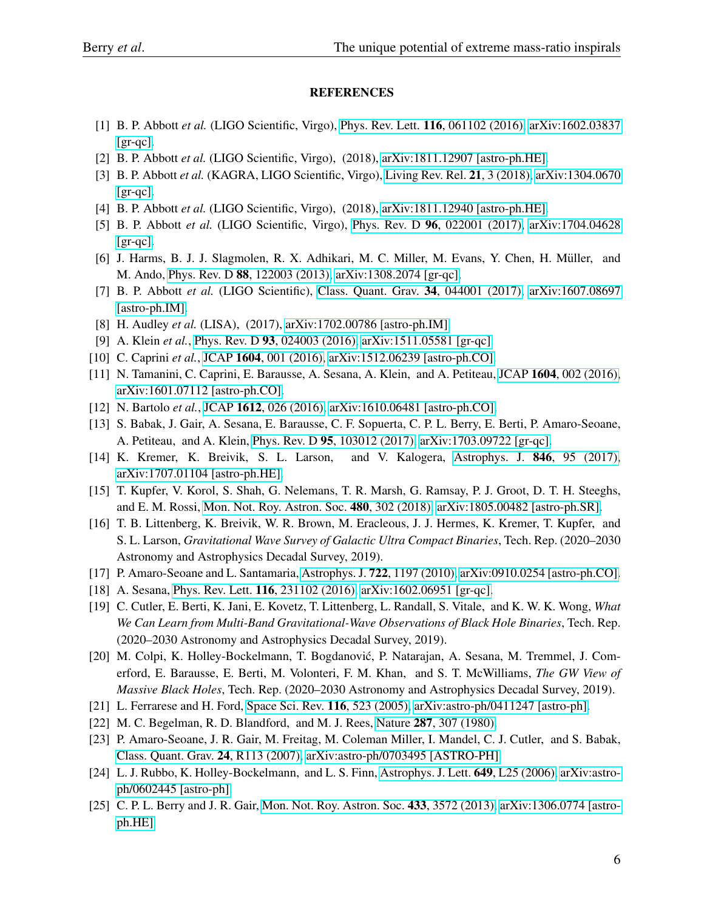## REFERENCES

[1] B. P. Abbott *et al.* (LIGO Scientific, Virgo), Phys. Rev. Lett. **116**, 061102 (2016), arXiv:1602.03837 [gr-qc].

[2] B. P. Abbott *et al.* (LIGO Scientific, Virgo), (2018), arXiv:1811.12907 [astro-ph.HE].

[3] B. P. Abbott *et al.* (KAGRA, LIGO Scientific, Virgo), Living Rev. Rel. **21**, 3 (2018), arXiv:1304.0670 [gr-qc].

[4] B. P. Abbott *et al.* (LIGO Scientific, Virgo), (2018), arXiv:1811.12940 [astro-ph.HE].

[5] B. P. Abbott *et al.* (LIGO Scientific, Virgo), Phys. Rev. D **96**, 022001 (2017), arXiv:1704.04628 [gr-qc].

[6] J. Harms, B. J. J. Slagmolen, R. X. Adhikari, M. C. Miller, M. Evans, Y. Chen, H. Müller, and M. Ando, Phys. Rev. D **88**, 122003 (2013), arXiv:1308.2074 [gr-qc].

[7] B. P. Abbott *et al.* (LIGO Scientific), Class. Quant. Grav. **34**, 044001 (2017), arXiv:1607.08697 [astro-ph.IM].

[8] H. Audley *et al.* (LISA), (2017), arXiv:1702.00786 [astro-ph.IM].

[9] A. Klein *et al.*, Phys. Rev. D **93**, 024003 (2016), arXiv:1511.05581 [gr-qc].

[10] C. Caprini *et al.*, JCAP **1604**, 001 (2016), arXiv:1512.06239 [astro-ph.CO].

[11] N. Tamanini, C. Caprini, E. Barausse, A. Sesana, A. Klein, and A. Petiteau, JCAP **1604**, 002 (2016), arXiv:1601.07112 [astro-ph.CO].

[12] N. Bartolo *et al.*, JCAP **1612**, 026 (2016), arXiv:1610.06481 [astro-ph.CO].

[13] S. Babak, J. Gair, A. Sesana, E. Barausse, C. F. Sopuerta, C. P. L. Berry, E. Berti, P. Amaro-Seoane, A. Petiteau, and A. Klein, Phys. Rev. D **95**, 103012 (2017), arXiv:1703.09722 [gr-qc].

[14] K. Kremer, K. Breivik, S. L. Larson, and V. Kalogera, Astrophys. J. **846**, 95 (2017), arXiv:1707.01104 [astro-ph.HE].

[15] T. Kupfer, V. Korol, S. Shah, G. Nelemans, T. R. Marsh, G. Ramsay, P. J. Groot, D. T. H. Steeghs, and E. M. Rossi, Mon. Not. Roy. Astron. Soc. **480**, 302 (2018), arXiv:1805.00482 [astro-ph.SR].

[16] T. B. Littenberg, K. Breivik, W. R. Brown, M. Eracleous, J. J. Hermes, K. Kremer, T. Kupfer, and S. L. Larson, *Gravitational Wave Survey of Galactic Ultra Compact Binaries*, Tech. Rep. (2020–2030 Astronomy and Astrophysics Decadal Survey, 2019).

[17] P. Amaro-Seoane and L. Santamaria, Astrophys. J. **722**, 1197 (2010), arXiv:0910.0254 [astro-ph.CO].

[18] A. Sesana, Phys. Rev. Lett. **116**, 231102 (2016), arXiv:1602.06951 [gr-qc].

[19] C. Cutler, E. Berti, K. Jani, E. Kovetz, T. Littenberg, L. Randall, S. Vitale, and K. W. K. Wong, *What We Can Learn from Multi-Band Gravitational-Wave Observations of Black Hole Binaries*, Tech. Rep. (2020–2030 Astronomy and Astrophysics Decadal Survey, 2019).

[20] M. Colpi, K. Holley-Bockelmann, T. Bogdanović, P. Natarajan, A. Sesana, M. Tremmel, J. Comerford, E. Barausse, E. Berti, M. Volonteri, F. M. Khan, and S. T. McWilliams, *The GW View of Massive Black Holes*, Tech. Rep. (2020–2030 Astronomy and Astrophysics Decadal Survey, 2019).

[21] L. Ferrarese and H. Ford, Space Sci. Rev. **116**, 523 (2005), arXiv:astro-ph/0411247 [astro-ph].

[22] M. C. Begelman, R. D. Blandford, and M. J. Rees, Nature **287**, 307 (1980).

[23] P. Amaro-Seoane, J. R. Gair, M. Freitag, M. Coleman Miller, I. Mandel, C. J. Cutler, and S. Babak, Class. Quant. Grav. **24**, R113 (2007), arXiv:astro-ph/0703495 [ASTRO-PH].

[24] L. J. Rubbo, K. Holley-Bockelmann, and L. S. Finn, Astrophys. J. Lett. **649**, L25 (2006), arXiv:astro-ph/0602445 [astro-ph].

[25] C. P. L. Berry and J. R. Gair, Mon. Not. Roy. Astron. Soc. **433**, 3572 (2013), arXiv:1306.0774 [astro-ph.HE].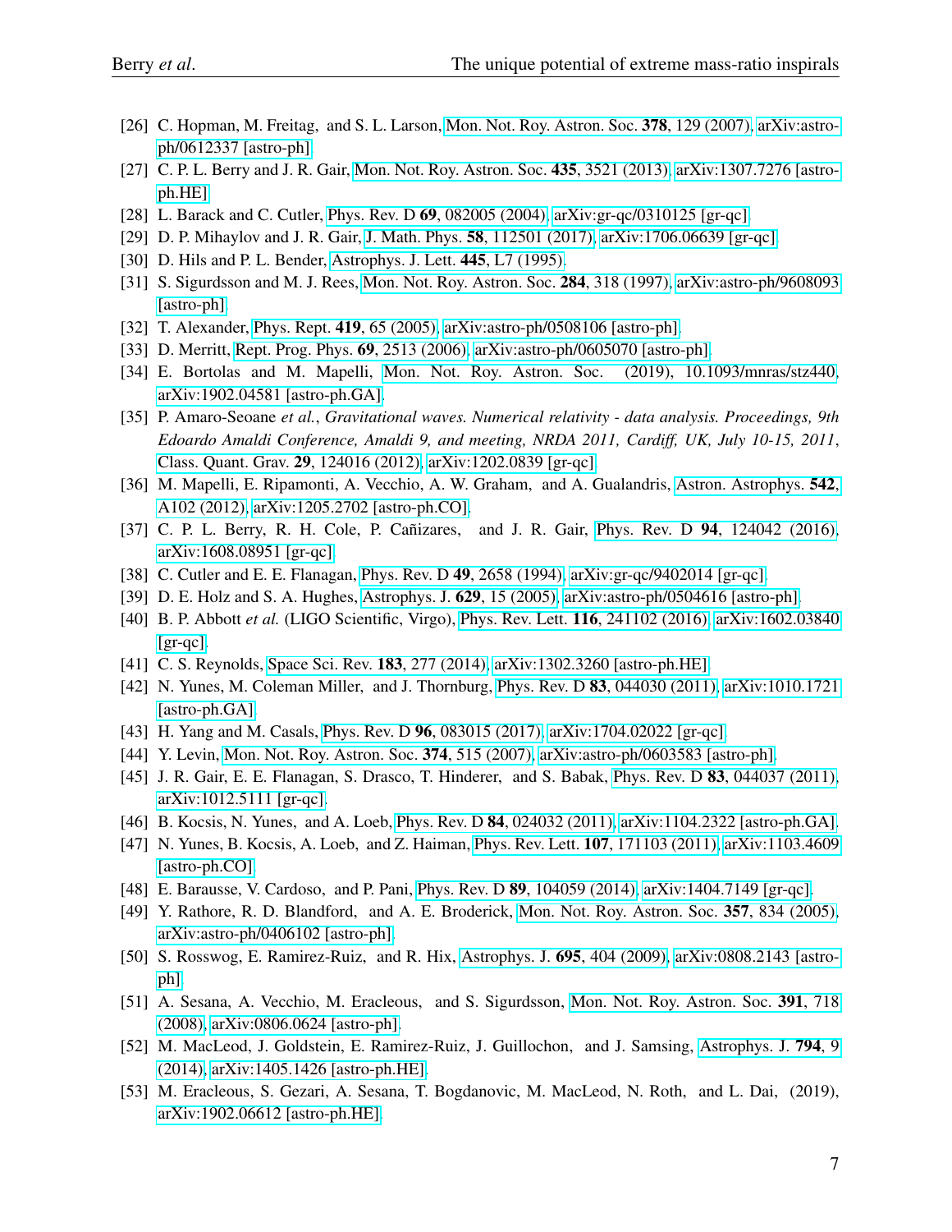[26] C. Hopman, M. Freitag, and S. L. Larson, Mon. Not. Roy. Astron. Soc. **378**, 129 (2007), arXiv:astro-ph/0612337 [astro-ph].

[27] C. P. L. Berry and J. R. Gair, Mon. Not. Roy. Astron. Soc. **435**, 3521 (2013), arXiv:1307.7276 [astro-ph.HE].

[28] L. Barack and C. Cutler, Phys. Rev. D **69**, 082005 (2004), arXiv:gr-qc/0310125 [gr-qc].

[29] D. P. Mihaylov and J. R. Gair, J. Math. Phys. **58**, 112501 (2017), arXiv:1706.06639 [gr-qc].

[30] D. Hils and P. L. Bender, Astrophys. J. Lett. **445**, L7 (1995).

[31] S. Sigurdsson and M. J. Rees, Mon. Not. Roy. Astron. Soc. **284**, 318 (1997), arXiv:astro-ph/9608093 [astro-ph].

[32] T. Alexander, Phys. Rept. **419**, 65 (2005), arXiv:astro-ph/0508106 [astro-ph].

[33] D. Merritt, Rept. Prog. Phys. **69**, 2513 (2006), arXiv:astro-ph/0605070 [astro-ph].

[34] E. Bortolas and M. Mapelli, Mon. Not. Roy. Astron. Soc. (2019), 10.1093/mnras/stz440, arXiv:1902.04581 [astro-ph.GA].

[35] P. Amaro-Seoane *et al.*, *Gravitational waves. Numerical relativity - data analysis. Proceedings, 9th Edoardo Amaldi Conference, Amaldi 9, and meeting, NRDA 2011, Cardiff, UK, July 10-15, 2011*, Class. Quant. Grav. **29**, 124016 (2012), arXiv:1202.0839 [gr-qc].

[36] M. Mapelli, E. Ripamonti, A. Vecchio, A. W. Graham, and A. Gualandris, Astron. Astrophys. **542**, A102 (2012), arXiv:1205.2702 [astro-ph.CO].

[37] C. P. L. Berry, R. H. Cole, P. Cañizares, and J. R. Gair, Phys. Rev. D **94**, 124042 (2016), arXiv:1608.08951 [gr-qc].

[38] C. Cutler and E. E. Flanagan, Phys. Rev. D **49**, 2658 (1994), arXiv:gr-qc/9402014 [gr-qc].

[39] D. E. Holz and S. A. Hughes, Astrophys. J. **629**, 15 (2005), arXiv:astro-ph/0504616 [astro-ph].

[40] B. P. Abbott *et al.* (LIGO Scientific, Virgo), Phys. Rev. Lett. **116**, 241102 (2016), arXiv:1602.03840 [gr-qc].

[41] C. S. Reynolds, Space Sci. Rev. **183**, 277 (2014), arXiv:1302.3260 [astro-ph.HE].

[42] N. Yunes, M. Coleman Miller, and J. Thornburg, Phys. Rev. D **83**, 044030 (2011), arXiv:1010.1721 [astro-ph.GA].

[43] H. Yang and M. Casals, Phys. Rev. D **96**, 083015 (2017), arXiv:1704.02022 [gr-qc].

[44] Y. Levin, Mon. Not. Roy. Astron. Soc. **374**, 515 (2007), arXiv:astro-ph/0603583 [astro-ph].

[45] J. R. Gair, E. E. Flanagan, S. Drasco, T. Hinderer, and S. Babak, Phys. Rev. D **83**, 044037 (2011), arXiv:1012.5111 [gr-qc].

[46] B. Kocsis, N. Yunes, and A. Loeb, Phys. Rev. D **84**, 024032 (2011), arXiv:1104.2322 [astro-ph.GA].

[47] N. Yunes, B. Kocsis, A. Loeb, and Z. Haiman, Phys. Rev. Lett. **107**, 171103 (2011), arXiv:1103.4609 [astro-ph.CO].

[48] E. Barausse, V. Cardoso, and P. Pani, Phys. Rev. D **89**, 104059 (2014), arXiv:1404.7149 [gr-qc].

[49] Y. Rathore, R. D. Blandford, and A. E. Broderick, Mon. Not. Roy. Astron. Soc. **357**, 834 (2005), arXiv:astro-ph/0406102 [astro-ph].

[50] S. Rosswog, E. Ramirez-Ruiz, and R. Hix, Astrophys. J. **695**, 404 (2009), arXiv:0808.2143 [astro-ph].

[51] A. Sesana, A. Vecchio, M. Eracleous, and S. Sigurdsson, Mon. Not. Roy. Astron. Soc. **391**, 718 (2008), arXiv:0806.0624 [astro-ph].

[52] M. MacLeod, J. Goldstein, E. Ramirez-Ruiz, J. Guillochon, and J. Samsing, Astrophys. J. **794**, 9 (2014), arXiv:1405.1426 [astro-ph.HE].

[53] M. Eracleous, S. Gezari, A. Sesana, T. Bogdanovic, M. MacLeod, N. Roth, and L. Dai, (2019), arXiv:1902.06612 [astro-ph.HE].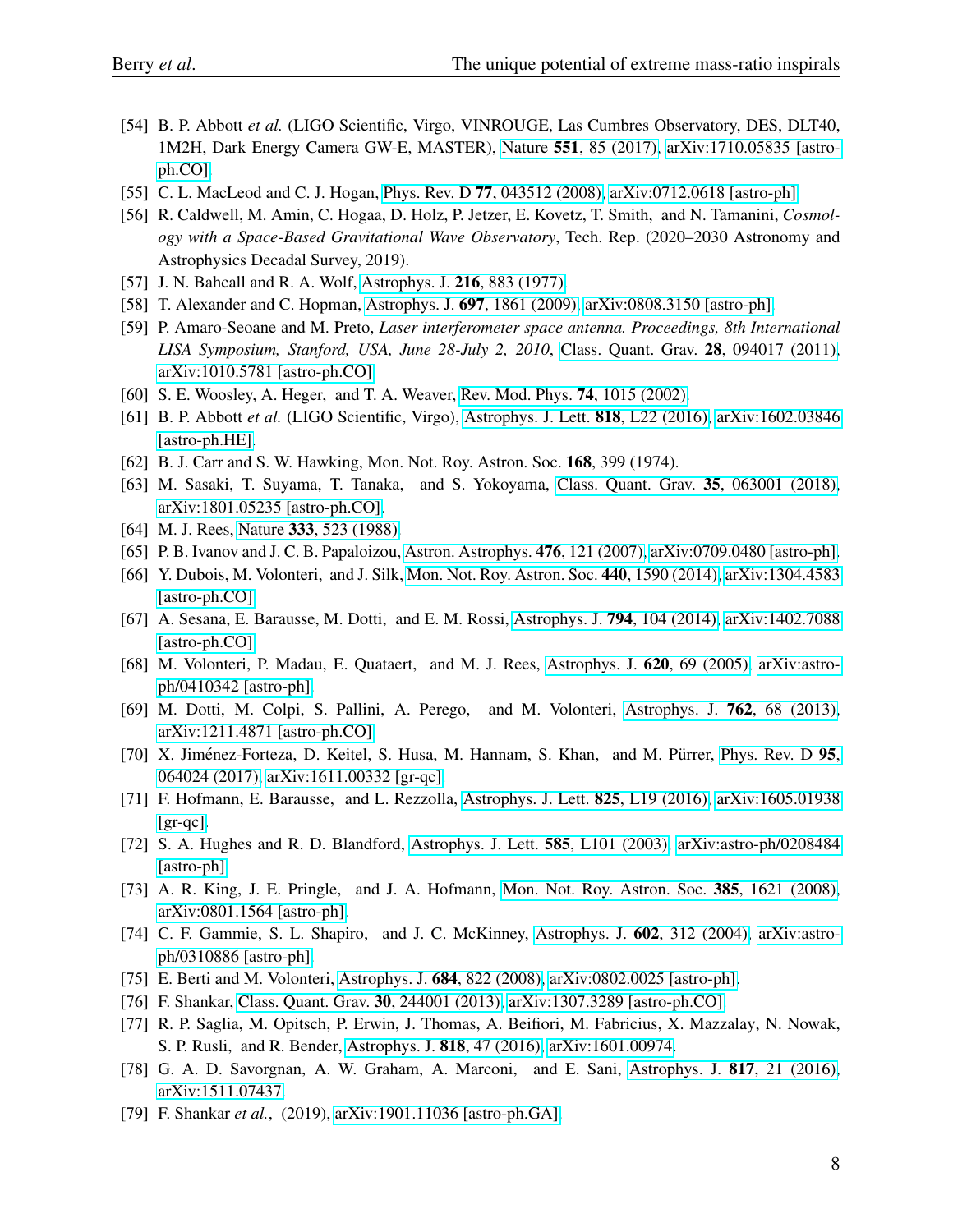[54] B. P. Abbott *et al.* (LIGO Scientific, Virgo, VINROUGE, Las Cumbres Observatory, DES, DLT40, 1M2H, Dark Energy Camera GW-E, MASTER), Nature **551**, 85 (2017), arXiv:1710.05835 [astro-ph.CO].

[55] C. L. MacLeod and C. J. Hogan, Phys. Rev. D **77**, 043512 (2008), arXiv:0712.0618 [astro-ph].

[56] R. Caldwell, M. Amin, C. Hogaa, D. Holz, P. Jetzer, E. Kovetz, T. Smith, and N. Tamanini, *Cosmology with a Space-Based Gravitational Wave Observatory*, Tech. Rep. (2020–2030 Astronomy and Astrophysics Decadal Survey, 2019).

[57] J. N. Bahcall and R. A. Wolf, Astrophys. J. **216**, 883 (1977).

[58] T. Alexander and C. Hopman, Astrophys. J. **697**, 1861 (2009), arXiv:0808.3150 [astro-ph].

[59] P. Amaro-Seoane and M. Preto, *Laser interferometer space antenna. Proceedings, 8th International LISA Symposium, Stanford, USA, June 28-July 2, 2010*, Class. Quant. Grav. **28**, 094017 (2011), arXiv:1010.5781 [astro-ph.CO].

[60] S. E. Woosley, A. Heger, and T. A. Weaver, Rev. Mod. Phys. **74**, 1015 (2002).

[61] B. P. Abbott *et al.* (LIGO Scientific, Virgo), Astrophys. J. Lett. **818**, L22 (2016), arXiv:1602.03846 [astro-ph.HE].

[62] B. J. Carr and S. W. Hawking, Mon. Not. Roy. Astron. Soc. **168**, 399 (1974).

[63] M. Sasaki, T. Suyama, T. Tanaka, and S. Yokoyama, Class. Quant. Grav. **35**, 063001 (2018), arXiv:1801.05235 [astro-ph.CO].

[64] M. J. Rees, Nature **333**, 523 (1988).

[65] P. B. Ivanov and J. C. B. Papaloizou, Astron. Astrophys. **476**, 121 (2007), arXiv:0709.0480 [astro-ph].

[66] Y. Dubois, M. Volonteri, and J. Silk, Mon. Not. Roy. Astron. Soc. **440**, 1590 (2014), arXiv:1304.4583 [astro-ph.CO].

[67] A. Sesana, E. Barausse, M. Dotti, and E. M. Rossi, Astrophys. J. **794**, 104 (2014), arXiv:1402.7088 [astro-ph.CO].

[68] M. Volonteri, P. Madau, E. Quataert, and M. J. Rees, Astrophys. J. **620**, 69 (2005), arXiv:astro-ph/0410342 [astro-ph].

[69] M. Dotti, M. Colpi, S. Pallini, A. Perego, and M. Volonteri, Astrophys. J. **762**, 68 (2013), arXiv:1211.4871 [astro-ph.CO].

[70] X. Jiménez-Forteza, D. Keitel, S. Husa, M. Hannam, S. Khan, and M. Pürrer, Phys. Rev. D **95**, 064024 (2017), arXiv:1611.00332 [gr-qc].

[71] F. Hofmann, E. Barausse, and L. Rezzolla, Astrophys. J. Lett. **825**, L19 (2016), arXiv:1605.01938 [gr-qc].

[72] S. A. Hughes and R. D. Blandford, Astrophys. J. Lett. **585**, L101 (2003), arXiv:astro-ph/0208484 [astro-ph].

[73] A. R. King, J. E. Pringle, and J. A. Hofmann, Mon. Not. Roy. Astron. Soc. **385**, 1621 (2008), arXiv:0801.1564 [astro-ph].

[74] C. F. Gammie, S. L. Shapiro, and J. C. McKinney, Astrophys. J. **602**, 312 (2004), arXiv:astro-ph/0310886 [astro-ph].

[75] E. Berti and M. Volonteri, Astrophys. J. **684**, 822 (2008), arXiv:0802.0025 [astro-ph].

[76] F. Shankar, Class. Quant. Grav. **30**, 244001 (2013), arXiv:1307.3289 [astro-ph.CO].

[77] R. P. Saglia, M. Opitsch, P. Erwin, J. Thomas, A. Beifiori, M. Fabricius, X. Mazzalay, N. Nowak, S. P. Rusli, and R. Bender, Astrophys. J. **818**, 47 (2016), arXiv:1601.00974.

[78] G. A. D. Savorgnan, A. W. Graham, A. Marconi, and E. Sani, Astrophys. J. **817**, 21 (2016), arXiv:1511.07437.

[79] F. Shankar *et al.*, (2019), arXiv:1901.11036 [astro-ph.GA].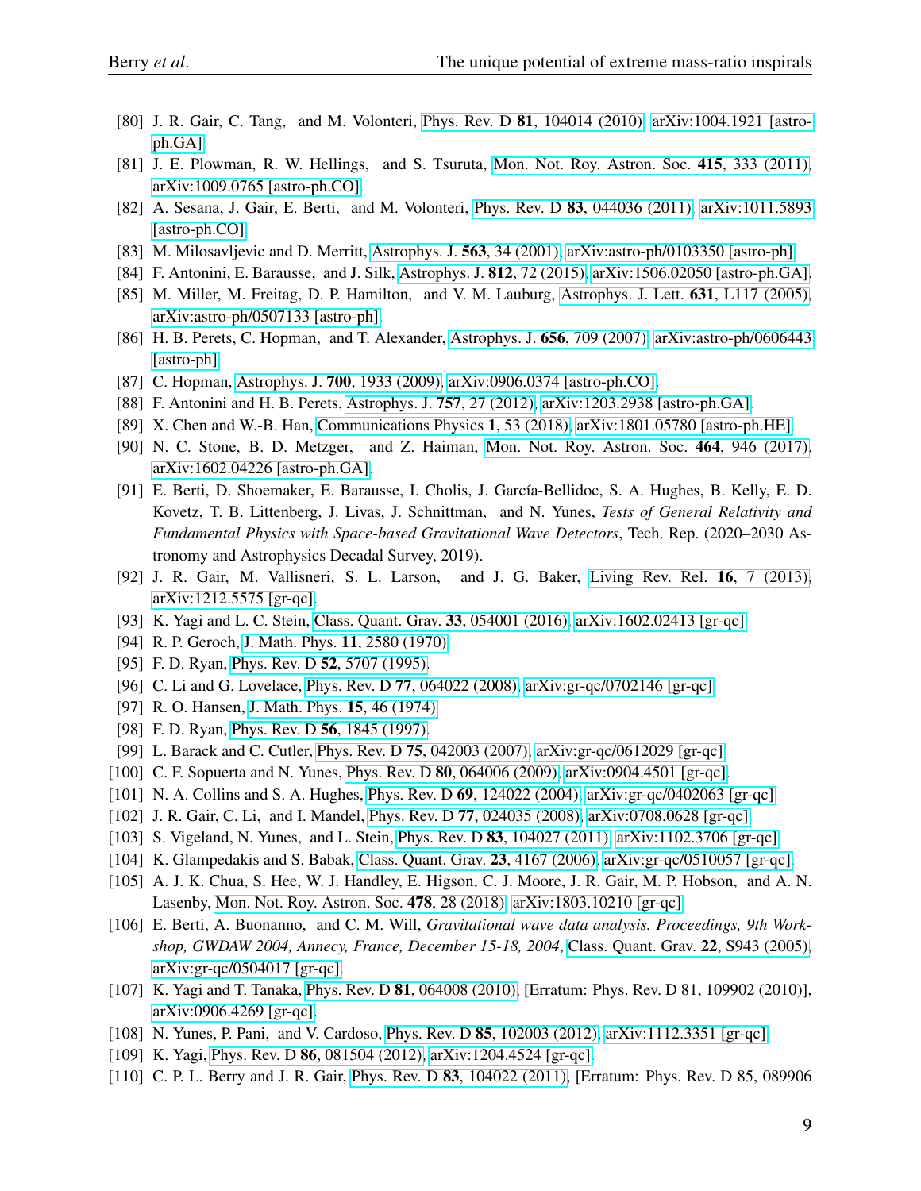[80] J. R. Gair, C. Tang, and M. Volonteri, Phys. Rev. D **81**, 104014 (2010), arXiv:1004.1921 [astro-ph.GA].

[81] J. E. Plowman, R. W. Hellings, and S. Tsuruta, Mon. Not. Roy. Astron. Soc. **415**, 333 (2011), arXiv:1009.0765 [astro-ph.CO].

[82] A. Sesana, J. Gair, E. Berti, and M. Volonteri, Phys. Rev. D **83**, 044036 (2011), arXiv:1011.5893 [astro-ph.CO].

[83] M. Milosavljevic and D. Merritt, Astrophys. J. **563**, 34 (2001), arXiv:astro-ph/0103350 [astro-ph].

[84] F. Antonini, E. Barausse, and J. Silk, Astrophys. J. **812**, 72 (2015), arXiv:1506.02050 [astro-ph.GA].

[85] M. Miller, M. Freitag, D. P. Hamilton, and V. M. Lauburg, Astrophys. J. Lett. **631**, L117 (2005), arXiv:astro-ph/0507133 [astro-ph].

[86] H. B. Perets, C. Hopman, and T. Alexander, Astrophys. J. **656**, 709 (2007), arXiv:astro-ph/0606443 [astro-ph].

[87] C. Hopman, Astrophys. J. **700**, 1933 (2009), arXiv:0906.0374 [astro-ph.CO].

[88] F. Antonini and H. B. Perets, Astrophys. J. **757**, 27 (2012), arXiv:1203.2938 [astro-ph.GA].

[89] X. Chen and W.-B. Han, Communications Physics **1**, 53 (2018), arXiv:1801.05780 [astro-ph.HE].

[90] N. C. Stone, B. D. Metzger, and Z. Haiman, Mon. Not. Roy. Astron. Soc. **464**, 946 (2017), arXiv:1602.04226 [astro-ph.GA].

[91] E. Berti, D. Shoemaker, E. Barausse, I. Cholis, J. García-Bellidoc, S. A. Hughes, B. Kelly, E. D. Kovetz, T. B. Littenberg, J. Livas, J. Schnittman, and N. Yunes, *Tests of General Relativity and Fundamental Physics with Space-based Gravitational Wave Detectors*, Tech. Rep. (2020–2030 Astronomy and Astrophysics Decadal Survey, 2019).

[92] J. R. Gair, M. Vallisneri, S. L. Larson, and J. G. Baker, Living Rev. Rel. **16**, 7 (2013), arXiv:1212.5575 [gr-qc].

[93] K. Yagi and L. C. Stein, Class. Quant. Grav. **33**, 054001 (2016), arXiv:1602.02413 [gr-qc].

[94] R. P. Geroch, J. Math. Phys. **11**, 2580 (1970).

[95] F. D. Ryan, Phys. Rev. D **52**, 5707 (1995).

[96] C. Li and G. Lovelace, Phys. Rev. D **77**, 064022 (2008), arXiv:gr-qc/0702146 [gr-qc].

[97] R. O. Hansen, J. Math. Phys. **15**, 46 (1974).

[98] F. D. Ryan, Phys. Rev. D **56**, 1845 (1997).

[99] L. Barack and C. Cutler, Phys. Rev. D **75**, 042003 (2007), arXiv:gr-qc/0612029 [gr-qc].

[100] C. F. Sopuerta and N. Yunes, Phys. Rev. D **80**, 064006 (2009), arXiv:0904.4501 [gr-qc].

[101] N. A. Collins and S. A. Hughes, Phys. Rev. D **69**, 124022 (2004), arXiv:gr-qc/0402063 [gr-qc].

[102] J. R. Gair, C. Li, and I. Mandel, Phys. Rev. D **77**, 024035 (2008), arXiv:0708.0628 [gr-qc].

[103] S. Vigeland, N. Yunes, and L. Stein, Phys. Rev. D **83**, 104027 (2011), arXiv:1102.3706 [gr-qc].

[104] K. Glampedakis and S. Babak, Class. Quant. Grav. **23**, 4167 (2006), arXiv:gr-qc/0510057 [gr-qc].

[105] A. J. K. Chua, S. Hee, W. J. Handley, E. Higson, C. J. Moore, J. R. Gair, M. P. Hobson, and A. N. Lasenby, Mon. Not. Roy. Astron. Soc. **478**, 28 (2018), arXiv:1803.10210 [gr-qc].

[106] E. Berti, A. Buonanno, and C. M. Will, *Gravitational wave data analysis. Proceedings, 9th Workshop, GWDAW 2004, Annecy, France, December 15-18, 2004*, Class. Quant. Grav. **22**, S943 (2005), arXiv:gr-qc/0504017 [gr-qc].

[107] K. Yagi and T. Tanaka, Phys. Rev. D **81**, 064008 (2010), [Erratum: Phys. Rev. D 81, 109902 (2010)], arXiv:0906.4269 [gr-qc].

[108] N. Yunes, P. Pani, and V. Cardoso, Phys. Rev. D **85**, 102003 (2012), arXiv:1112.3351 [gr-qc].

[109] K. Yagi, Phys. Rev. D **86**, 081504 (2012), arXiv:1204.4524 [gr-qc].

[110] C. P. L. Berry and J. R. Gair, Phys. Rev. D **83**, 104022 (2011), [Erratum: Phys. Rev. D 85, 089906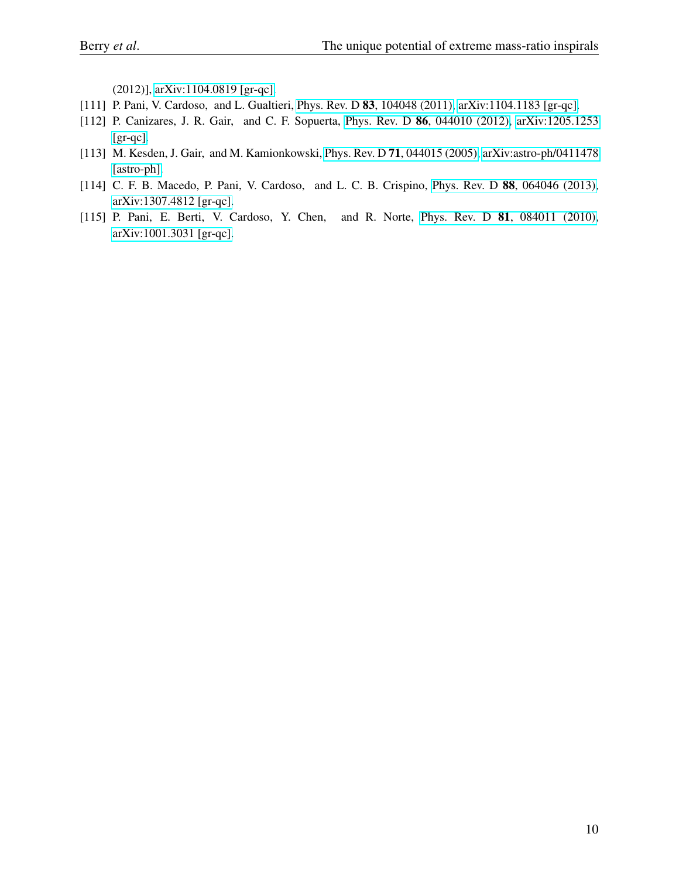(2012)], arXiv:1104.0819 [gr-qc].

[111] P. Pani, V. Cardoso, and L. Gualtieri, Phys. Rev. D **83**, 104048 (2011), arXiv:1104.1183 [gr-qc].

[112] P. Canizares, J. R. Gair, and C. F. Sopuerta, Phys. Rev. D **86**, 044010 (2012), arXiv:1205.1253 [gr-qc].

[113] M. Kesden, J. Gair, and M. Kamionkowski, Phys. Rev. D **71**, 044015 (2005), arXiv:astro-ph/0411478 [astro-ph].

[114] C. F. B. Macedo, P. Pani, V. Cardoso, and L. C. B. Crispino, Phys. Rev. D **88**, 064046 (2013), arXiv:1307.4812 [gr-qc].

[115] P. Pani, E. Berti, V. Cardoso, Y. Chen, and R. Norte, Phys. Rev. D **81**, 084011 (2010), arXiv:1001.3031 [gr-qc].